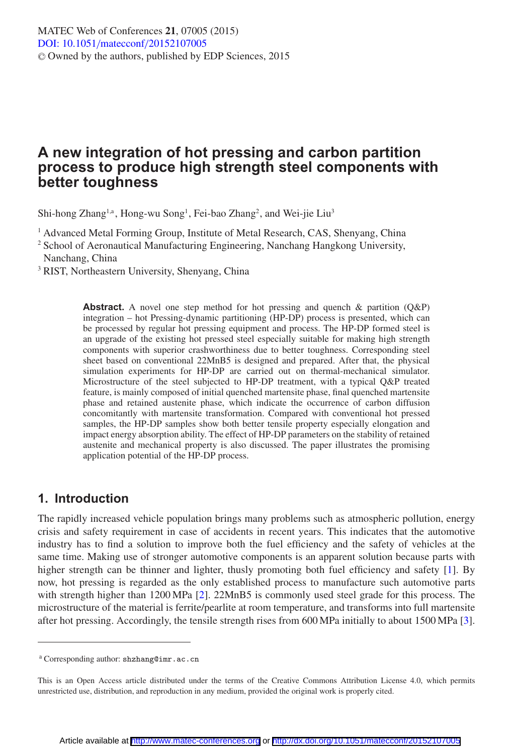# A new integration of hot pressing and carbon partition process to produce high strength steel components with better toughness

Shi-hong Zhang[1,a], Hong-wu Song[1], Fei-bao Zhang[2], and Wei-jie Liu[3]

[1] Advanced Metal Forming Group, Institute of Metal Research, CAS, Shenyang, China
[2] School of Aeronautical Manufacturing Engineering, Nanchang Hangkong University, Nanchang, China
[3] RIST, Northeastern University, Shenyang, China

**Abstract.** A novel one step method for hot pressing and quench & partition (Q&P) integration – hot Pressing-dynamic partitioning (HP-DP) process is presented, which can be processed by regular hot pressing equipment and process. The HP-DP formed steel is an upgrade of the existing hot pressed steel especially suitable for making high strength components with superior crashworthiness due to better toughness. Corresponding steel sheet based on conventional 22MnB5 is designed and prepared. After that, the physical simulation experiments for HP-DP are carried out on thermal-mechanical simulator. Microstructure of the steel subjected to HP-DP treatment, with a typical Q&P treated feature, is mainly composed of initial quenched martensite phase, final quenched martensite phase and retained austenite phase, which indicate the occurrence of carbon diffusion concomitantly with martensite transformation. Compared with conventional hot pressed samples, the HP-DP samples show both better tensile property especially elongation and impact energy absorption ability. The effect of HP-DP parameters on the stability of retained austenite and mechanical property is also discussed. The paper illustrates the promising application potential of the HP-DP process.

## 1. Introduction

The rapidly increased vehicle population brings many problems such as atmospheric pollution, energy crisis and safety requirement in case of accidents in recent years. This indicates that the automotive industry has to find a solution to improve both the fuel efficiency and the safety of vehicles at the same time. Making use of stronger automotive components is an apparent solution because parts with higher strength can be thinner and lighter, thusly promoting both fuel efficiency and safety [1]. By now, hot pressing is regarded as the only established process to manufacture such automotive parts with strength higher than 1200 MPa [2]. 22MnB5 is commonly used steel grade for this process. The microstructure of the material is ferrite/pearlite at room temperature, and transforms into full martensite after hot pressing. Accordingly, the tensile strength rises from 600 MPa initially to about 1500 MPa [3].

[a] Corresponding author: shzhang@imr.ac.cn

This is an Open Access article distributed under the terms of the Creative Commons Attribution License 4.0, which permits unrestricted use, distribution, and reproduction in any medium, provided the original work is properly cited.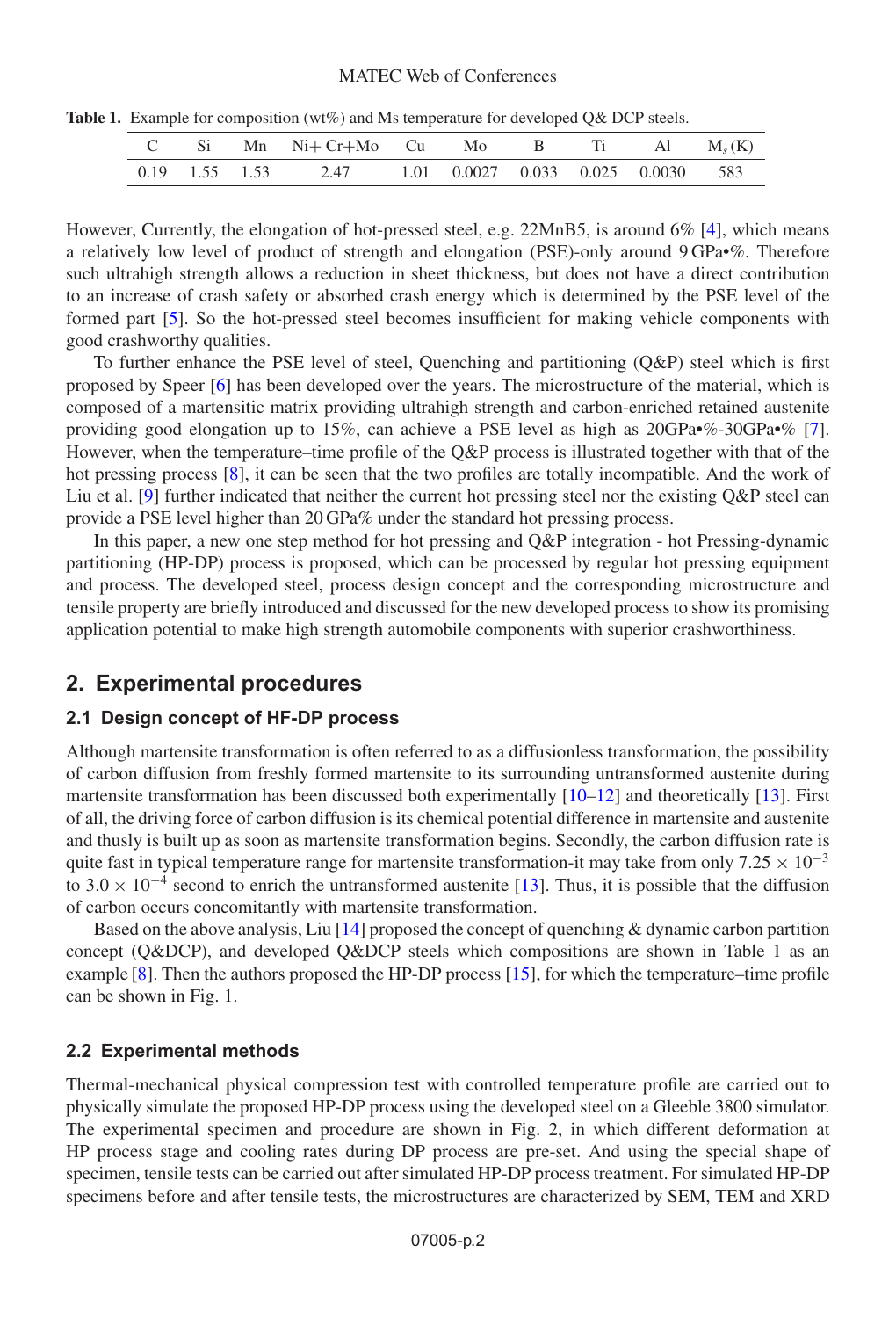**Table 1.** Example for composition (wt%) and Ms temperature for developed Q& DCP steels.

| C | Si | Mn | Ni+ Cr+Mo | Cu | Mo | B | Ti | Al | $M_s$ (K) |
|---|---|---|---|---|---|---|---|---|---|
| 0.19 | 1.55 | 1.53 | 2.47 | 1.01 | 0.0027 | 0.033 | 0.025 | 0.0030 | 583 |

However, Currently, the elongation of hot-pressed steel, e.g. 22MnB5, is around 6% [4], which means a relatively low level of product of strength and elongation (PSE)-only around 9 GPa•%. Therefore such ultrahigh strength allows a reduction in sheet thickness, but does not have a direct contribution to an increase of crash safety or absorbed crash energy which is determined by the PSE level of the formed part [5]. So the hot-pressed steel becomes insufficient for making vehicle components with good crashworthy qualities.

To further enhance the PSE level of steel, Quenching and partitioning (Q&P) steel which is first proposed by Speer [6] has been developed over the years. The microstructure of the material, which is composed of a martensitic matrix providing ultrahigh strength and carbon-enriched retained austenite providing good elongation up to 15%, can achieve a PSE level as high as 20GPa•%-30GPa•% [7]. However, when the temperature–time profile of the Q&P process is illustrated together with that of the hot pressing process [8], it can be seen that the two profiles are totally incompatible. And the work of Liu et al. [9] further indicated that neither the current hot pressing steel nor the existing Q&P steel can provide a PSE level higher than 20 GPa% under the standard hot pressing process.

In this paper, a new one step method for hot pressing and Q&P integration - hot Pressing-dynamic partitioning (HP-DP) process is proposed, which can be processed by regular hot pressing equipment and process. The developed steel, process design concept and the corresponding microstructure and tensile property are briefly introduced and discussed for the new developed process to show its promising application potential to make high strength automobile components with superior crashworthiness.

## 2. Experimental procedures

### 2.1 Design concept of HF-DP process

Although martensite transformation is often referred to as a diffusionless transformation, the possibility of carbon diffusion from freshly formed martensite to its surrounding untransformed austenite during martensite transformation has been discussed both experimentally [10–12] and theoretically [13]. First of all, the driving force of carbon diffusion is its chemical potential difference in martensite and austenite and thusly is built up as soon as martensite transformation begins. Secondly, the carbon diffusion rate is quite fast in typical temperature range for martensite transformation-it may take from only $7.25 \times 10^{-3}$ to $3.0 \times 10^{-4}$ second to enrich the untransformed austenite [13]. Thus, it is possible that the diffusion of carbon occurs concomitantly with martensite transformation.

Based on the above analysis, Liu [14] proposed the concept of quenching & dynamic carbon partition concept (Q&DCP), and developed Q&DCP steels which compositions are shown in Table 1 as an example [8]. Then the authors proposed the HP-DP process [15], for which the temperature–time profile can be shown in Fig. 1.

### 2.2 Experimental methods

Thermal-mechanical physical compression test with controlled temperature profile are carried out to physically simulate the proposed HP-DP process using the developed steel on a Gleeble 3800 simulator. The experimental specimen and procedure are shown in Fig. 2, in which different deformation at HP process stage and cooling rates during DP process are pre-set. And using the special shape of specimen, tensile tests can be carried out after simulated HP-DP process treatment. For simulated HP-DP specimens before and after tensile tests, the microstructures are characterized by SEM, TEM and XRD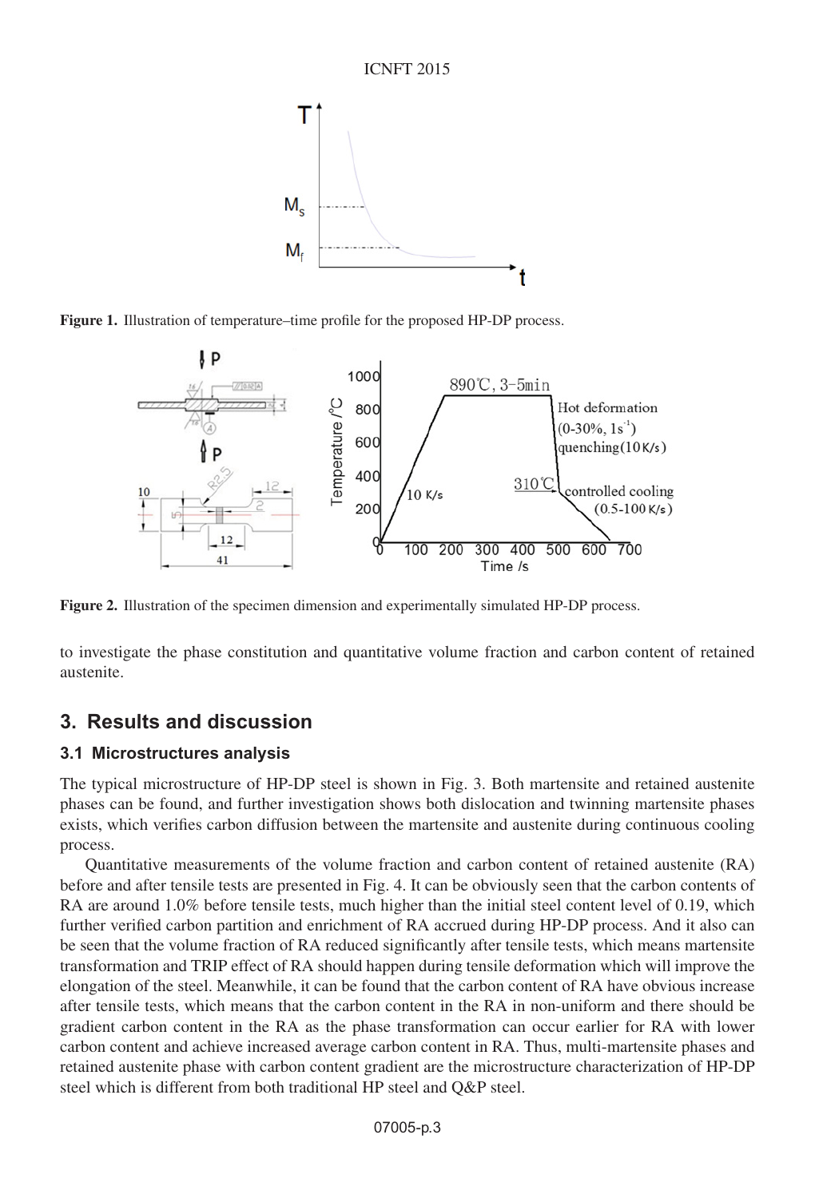Figure 1. Illustration of temperature–time profile for the proposed HP-DP process.

Figure 2. Illustration of the specimen dimension and experimentally simulated HP-DP process.

to investigate the phase constitution and quantitative volume fraction and carbon content of retained austenite.

## 3. Results and discussion

### 3.1 Microstructures analysis

The typical microstructure of HP-DP steel is shown in Fig. 3. Both martensite and retained austenite phases can be found, and further investigation shows both dislocation and twinning martensite phases exists, which verifies carbon diffusion between the martensite and austenite during continuous cooling process.

Quantitative measurements of the volume fraction and carbon content of retained austenite (RA) before and after tensile tests are presented in Fig. 4. It can be obviously seen that the carbon contents of RA are around 1.0% before tensile tests, much higher than the initial steel content level of 0.19, which further verified carbon partition and enrichment of RA accrued during HP-DP process. And it also can be seen that the volume fraction of RA reduced significantly after tensile tests, which means martensite transformation and TRIP effect of RA should happen during tensile deformation which will improve the elongation of the steel. Meanwhile, it can be found that the carbon content of RA have obvious increase after tensile tests, which means that the carbon content in the RA in non-uniform and there should be gradient carbon content in the RA as the phase transformation can occur earlier for RA with lower carbon content and achieve increased average carbon content in RA. Thus, multi-martensite phases and retained austenite phase with carbon content gradient are the microstructure characterization of HP-DP steel which is different from both traditional HP steel and Q&P steel.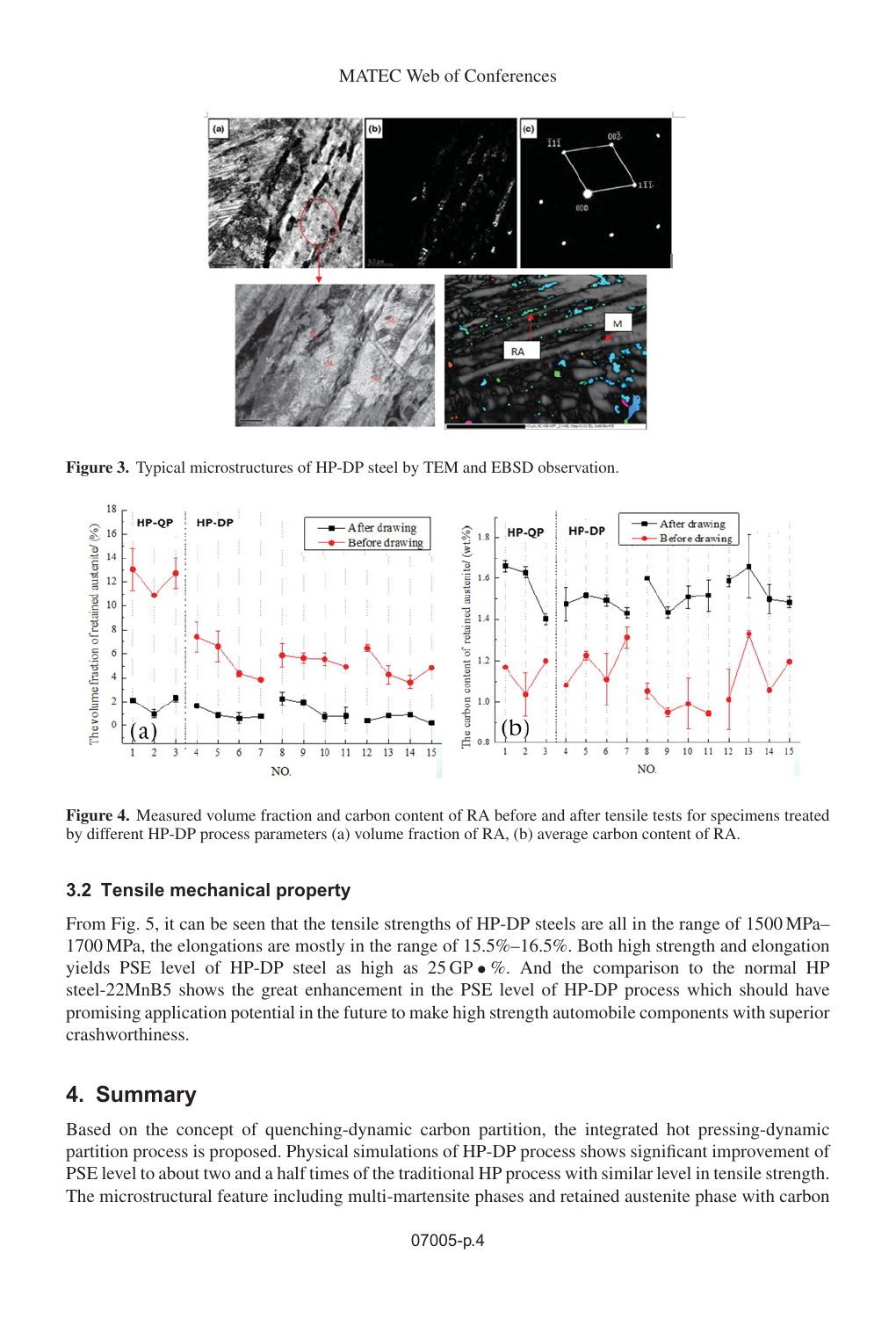**Figure 3.** Typical microstructures of HP-DP steel by TEM and EBSD observation.

**Figure 4.** Measured volume fraction and carbon content of RA before and after tensile tests for specimens treated by different HP-DP process parameters (a) volume fraction of RA, (b) average carbon content of RA.

### 3.2 Tensile mechanical property

From Fig. 5, it can be seen that the tensile strengths of HP-DP steels are all in the range of 1500 MPa–1700 MPa, the elongations are mostly in the range of 15.5%–16.5%. Both high strength and elongation yields PSE level of HP-DP steel as high as 25 GP • %. And the comparison to the normal HP steel-22MnB5 shows the great enhancement in the PSE level of HP-DP process which should have promising application potential in the future to make high strength automobile components with superior crashworthiness.

## 4. Summary

Based on the concept of quenching-dynamic carbon partition, the integrated hot pressing-dynamic partition process is proposed. Physical simulations of HP-DP process shows significant improvement of PSE level to about two and a half times of the traditional HP process with similar level in tensile strength. The microstructural feature including multi-martensite phases and retained austenite phase with carbon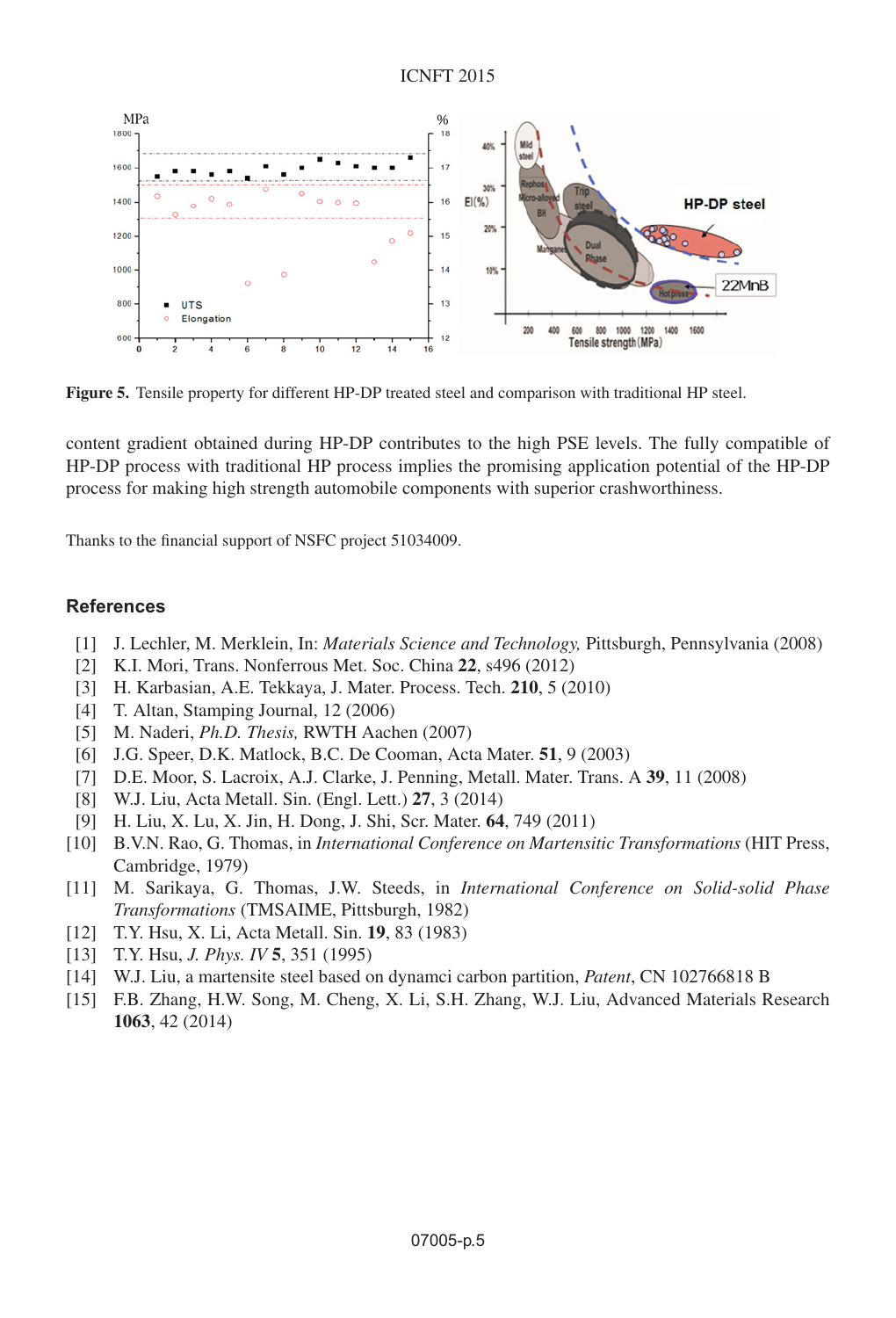MPa

%

1800

1600

1400

1200

1000

800

600

0 2 4 6 8 10 12 14 16

18

17

16

15

14

13

12

UTS

Elongation

40%

30%

20%

10%

El(%)

Mild steel

Rephos

Micro-alloyed

BH

Trip steel

Manganese

Dual Phase

Hotpress

HP-DP steel

22MnB

200 400 600 800 1000 1200 1400 1600

Tensile strength(MPa)

**Figure 5.** Tensile property for different HP-DP treated steel and comparison with traditional HP steel.

content gradient obtained during HP-DP contributes to the high PSE levels. The fully compatible of HP-DP process with traditional HP process implies the promising application potential of the HP-DP process for making high strength automobile components with superior crashworthiness.

Thanks to the financial support of NSFC project 51034009.

## References

[1] J. Lechler, M. Merklein, In: *Materials Science and Technology,* Pittsburgh, Pennsylvania (2008)
[2] K.I. Mori, Trans. Nonferrous Met. Soc. China **22**, s496 (2012)
[3] H. Karbasian, A.E. Tekkaya, J. Mater. Process. Tech. **210**, 5 (2010)
[4] T. Altan, Stamping Journal, 12 (2006)
[5] M. Naderi, *Ph.D. Thesis,* RWTH Aachen (2007)
[6] J.G. Speer, D.K. Matlock, B.C. De Cooman, Acta Mater. **51**, 9 (2003)
[7] D.E. Moor, S. Lacroix, A.J. Clarke, J. Penning, Metall. Mater. Trans. A **39**, 11 (2008)
[8] W.J. Liu, Acta Metall. Sin. (Engl. Lett.) **27**, 3 (2014)
[9] H. Liu, X. Lu, X. Jin, H. Dong, J. Shi, Scr. Mater. **64**, 749 (2011)
[10] B.V.N. Rao, G. Thomas, in *International Conference on Martensitic Transformations* (HIT Press, Cambridge, 1979)
[11] M. Sarikaya, G. Thomas, J.W. Steeds, in *International Conference on Solid-solid Phase Transformations* (TMSAIME, Pittsburgh, 1982)
[12] T.Y. Hsu, X. Li, Acta Metall. Sin. **19**, 83 (1983)
[13] T.Y. Hsu, *J. Phys. IV* **5**, 351 (1995)
[14] W.J. Liu, a martensite steel based on dynamci carbon partition, *Patent*, CN 102766818 B
[15] F.B. Zhang, H.W. Song, M. Cheng, X. Li, S.H. Zhang, W.J. Liu, Advanced Materials Research **1063**, 42 (2014)